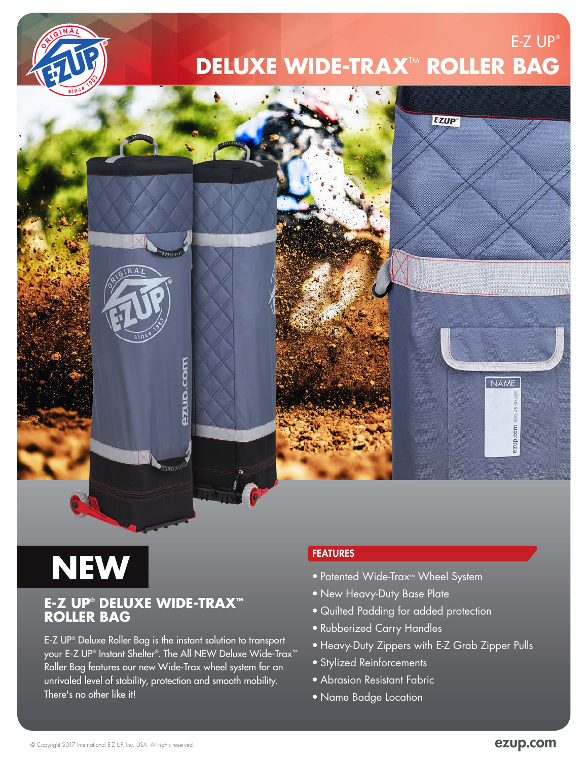E-Z UP®

# DELUXE WIDE-TRAX™ ROLLER BAG

## NEW

### E-Z UP® DELUXE WIDE-TRAX™ ROLLER BAG

E-Z UP® Deluxe Roller Bag is the instant solution to transport your E-Z UP® Instant Shelter®. The All NEW Deluxe Wide-Trax™ Roller Bag features our new Wide-Trax wheel system for an unrivaled level of stability, protection and smooth mobility. There's no other like it!

### FEATURES

- Patented Wide-Trax™ Wheel System
- New Heavy-Duty Base Plate
- Quilted Padding for added protection
- Rubberized Carry Handles
- Heavy-Duty Zippers with E-Z Grab Zipper Pulls
- Stylized Reinforcements
- Abrasion Resistant Fabric
- Name Badge Location

© Copyright 2017 International E-Z UP, Inc. USA. All rights reserved.

ezup.com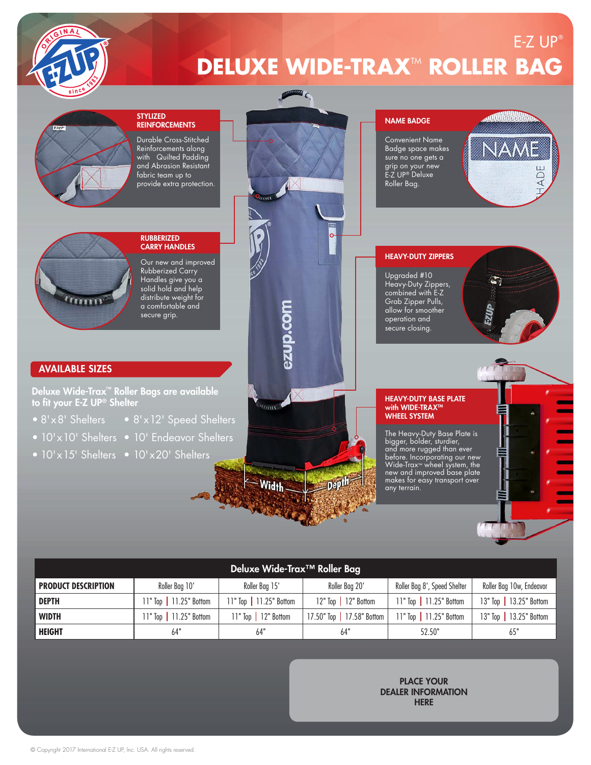# E-Z UP®

# DELUXE WIDE-TRAX™ ROLLER BAG

### STYLIZED REINFORCEMENTS

Durable Cross-Stitched Reinforcements along with Quilted Padding and Abrasion Resistant fabric team up to provide extra protection.

### RUBBERIZED CARRY HANDLES

Our new and improved Rubberized Carry Handles give you a solid hold and help distribute weight for a comfortable and secure grip.

### NAME BADGE

Convenient Name Badge space makes sure no one gets a grip on your new E-Z UP® Deluxe Roller Bag.

### HEAVY-DUTY ZIPPERS

Upgraded #10 Heavy-Duty Zippers, combined with E-Z Grab Zipper Pulls, allow for smoother operation and secure closing.

### HEAVY-DUTY BASE PLATE with WIDE-TRAX™ WHEEL SYSTEM

The Heavy-Duty Base Plate is bigger, bolder, sturdier, and more rugged than ever before. Incorporating our new Wide-Trax™ wheel system, the new and improved base plate makes for easy transport over any terrain.

## AVAILABLE SIZES

**Deluxe Wide-Trax™ Roller Bags are available to fit your E-Z UP® Shelter**

- 8'x8' Shelters
- 8'x12' Speed Shelters
- 10'x10' Shelters
- 10' Endeavor Shelters
- 10'x15' Shelters
- 10'x20' Shelters

Width

Depth

| Deluxe Wide-Trax™ Roller Bag | | | | | |
|---|---|---|---|---|---|
| **PRODUCT DESCRIPTION** | Roller Bag 10' | Roller Bag 15' | Roller Bag 20' | Roller Bag 8', Speed Shelter | Roller Bag 10w, Endeavor |
| **DEPTH** | 11" Top \| 11.25" Bottom | 11" Top \| 11.25" Bottom | 12" Top \| 12" Bottom | 11" Top \| 11.25" Bottom | 13" Top \| 13.25" Bottom |
| **WIDTH** | 11" Top \| 11.25" Bottom | 11" Top \| 12" Bottom | 17.50" Top \| 17.58" Bottom | 11" Top \| 11.25" Bottom | 13" Top \| 13.25" Bottom |
| **HEIGHT** | 64" | 64" | 64" | 52.50" | 65" |

PLACE YOUR DEALER INFORMATION HERE

© Copyright 2017 International E-Z UP, Inc. USA. All rights reserved.